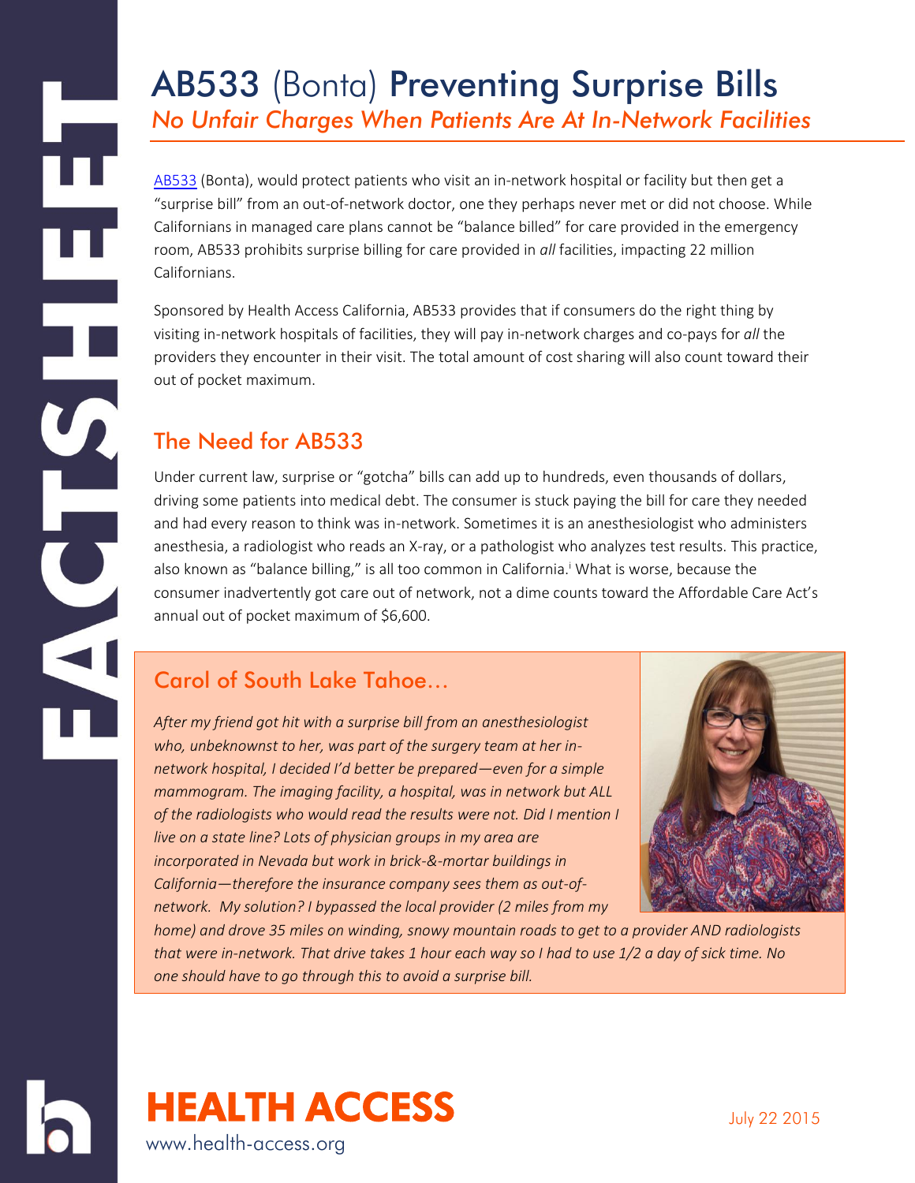# AB533 (Bonta) Preventing Surprise Bills

*No Unfair Charges When Patients Are At In-Network Facilities*

AB533 (Bonta), would protect patients who visit an in-network hospital or facility but then get a "surprise bill" from an out-of-network doctor, one they perhaps never met or did not choose. While Californians in managed care plans cannot be "balance billed" for care provided in the emergency room, AB533 prohibits surprise billing for care provided in *all* facilities, impacting 22 million Californians.

Sponsored by Health Access California, AB533 provides that if consumers do the right thing by visiting in-network hospitals of facilities, they will pay in-network charges and co-pays for *all* the providers they encounter in their visit. The total amount of cost sharing will also count toward their out of pocket maximum.

## The Need for AB533

Under current law, surprise or "gotcha" bills can add up to hundreds, even thousands of dollars, driving some patients into medical debt. The consumer is stuck paying the bill for care they needed and had every reason to think was in-network. Sometimes it is an anesthesiologist who administers anesthesia, a radiologist who reads an X-ray, or a pathologist who analyzes test results. This practice, also known as "balance billing," is all too common in California.[i] What is worse, because the consumer inadvertently got care out of network, not a dime counts toward the Affordable Care Act's annual out of pocket maximum of $6,600.

## Carol of South Lake Tahoe…

*After my friend got hit with a surprise bill from an anesthesiologist who, unbeknownst to her, was part of the surgery team at her in-network hospital, I decided I'd better be prepared—even for a simple mammogram. The imaging facility, a hospital, was in network but ALL of the radiologists who would read the results were not. Did I mention I live on a state line? Lots of physician groups in my area are incorporated in Nevada but work in brick-&-mortar buildings in California—therefore the insurance company sees them as out-of-network. My solution? I bypassed the local provider (2 miles from my home) and drove 35 miles on winding, snowy mountain roads to get to a provider AND radiologists that were in-network. That drive takes 1 hour each way so I had to use 1/2 a day of sick time. No one should have to go through this to avoid a surprise bill.*

**HEALTH ACCESS**
www.health-access.org

July 22 2015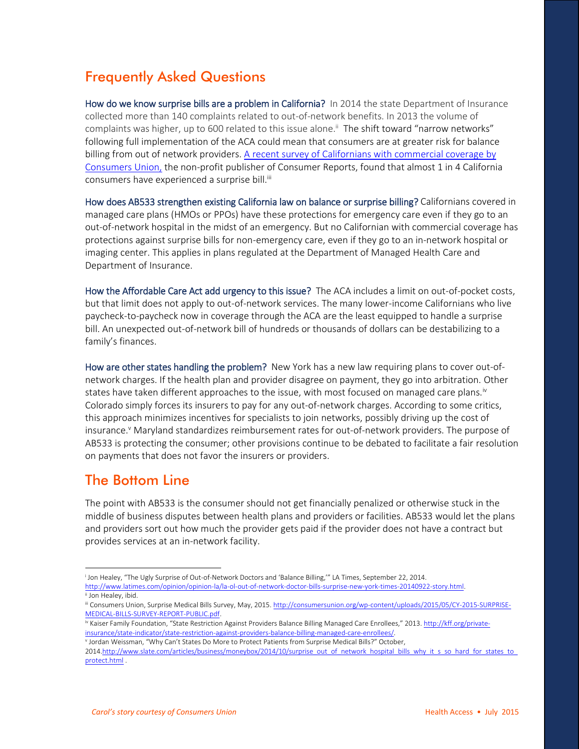## Frequently Asked Questions

**How do we know surprise bills are a problem in California?** In 2014 the state Department of Insurance collected more than 140 complaints related to out-of-network benefits. In 2013 the volume of complaints was higher, up to 600 related to this issue alone.[ii] The shift toward "narrow networks" following full implementation of the ACA could mean that consumers are at greater risk for balance billing from out of network providers. A recent survey of Californians with commercial coverage by Consumers Union, the non-profit publisher of Consumer Reports, found that almost 1 in 4 California consumers have experienced a surprise bill.[iii]

**How does AB533 strengthen existing California law on balance or surprise billing?** Californians covered in managed care plans (HMOs or PPOs) have these protections for emergency care even if they go to an out-of-network hospital in the midst of an emergency. But no Californian with commercial coverage has protections against surprise bills for non-emergency care, even if they go to an in-network hospital or imaging center. This applies in plans regulated at the Department of Managed Health Care and Department of Insurance.

**How the Affordable Care Act add urgency to this issue?** The ACA includes a limit on out-of-pocket costs, but that limit does not apply to out-of-network services. The many lower-income Californians who live paycheck-to-paycheck now in coverage through the ACA are the least equipped to handle a surprise bill. An unexpected out-of-network bill of hundreds or thousands of dollars can be destabilizing to a family's finances.

**How are other states handling the problem?** New York has a new law requiring plans to cover out-of-network charges. If the health plan and provider disagree on payment, they go into arbitration. Other states have taken different approaches to the issue, with most focused on managed care plans.[iv] Colorado simply forces its insurers to pay for any out-of-network charges. According to some critics, this approach minimizes incentives for specialists to join networks, possibly driving up the cost of insurance.[v] Maryland standardizes reimbursement rates for out-of-network providers. The purpose of AB533 is protecting the consumer; other provisions continue to be debated to facilitate a fair resolution on payments that does not favor the insurers or providers.

## The Bottom Line

The point with AB533 is the consumer should not get financially penalized or otherwise stuck in the middle of business disputes between health plans and providers or facilities. AB533 would let the plans and providers sort out how much the provider gets paid if the provider does not have a contract but provides services at an in-network facility.

---

[i] Jon Healey, "The Ugly Surprise of Out-of-Network Doctors and 'Balance Billing,'" LA Times, September 22, 2014. http://www.latimes.com/opinion/opinion-la/la-ol-out-of-network-doctor-bills-surprise-new-york-times-20140922-story.html.

[ii] Jon Healey, ibid.

[iii] Consumers Union, Surprise Medical Bills Survey, May, 2015. http://consumersunion.org/wp-content/uploads/2015/05/CY-2015-SURPRISE-MEDICAL-BILLS-SURVEY-REPORT-PUBLIC.pdf.

[iv] Kaiser Family Foundation, "State Restriction Against Providers Balance Billing Managed Care Enrollees," 2013. http://kff.org/private-insurance/state-indicator/state-restriction-against-providers-balance-billing-managed-care-enrollees/.

[v] Jordan Weissman, "Why Can't States Do More to Protect Patients from Surprise Medical Bills?" October, 2014.http://www.slate.com/articles/business/moneybox/2014/10/surprise_out_of_network_hospital_bills_why_it_s_so_hard_for_states_to_protect.html .

*Carol's story courtesy of Consumers Union*